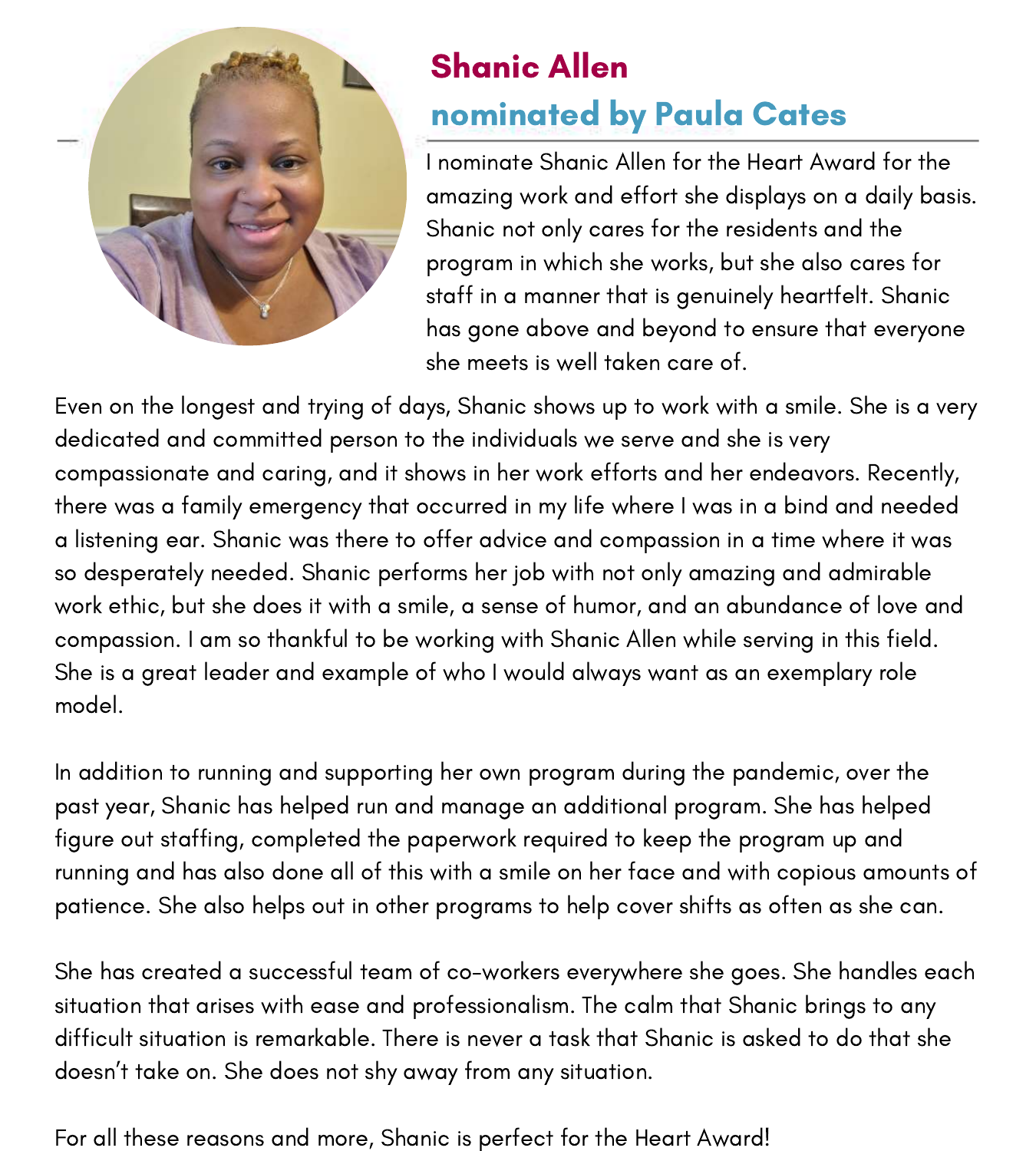## Shanic Allen

### nominated by Paula Cates

I nominate Shanic Allen for the Heart Award for the amazing work and effort she displays on a daily basis. Shanic not only cares for the residents and the program in which she works, but she also cares for staff in a manner that is genuinely heartfelt. Shanic has gone above and beyond to ensure that everyone she meets is well taken care of.

Even on the longest and trying of days, Shanic shows up to work with a smile. She is a very dedicated and committed person to the individuals we serve and she is very compassionate and caring, and it shows in her work efforts and her endeavors. Recently, there was a family emergency that occurred in my life where I was in a bind and needed a listening ear. Shanic was there to offer advice and compassion in a time where it was so desperately needed. Shanic performs her job with not only amazing and admirable work ethic, but she does it with a smile, a sense of humor, and an abundance of love and compassion. I am so thankful to be working with Shanic Allen while serving in this field. She is a great leader and example of who I would always want as an exemplary role model.

In addition to running and supporting her own program during the pandemic, over the past year, Shanic has helped run and manage an additional program. She has helped figure out staffing, completed the paperwork required to keep the program up and running and has also done all of this with a smile on her face and with copious amounts of patience. She also helps out in other programs to help cover shifts as often as she can.

She has created a successful team of co-workers everywhere she goes. She handles each situation that arises with ease and professionalism. The calm that Shanic brings to any difficult situation is remarkable. There is never a task that Shanic is asked to do that she doesn't take on. She does not shy away from any situation.

For all these reasons and more, Shanic is perfect for the Heart Award!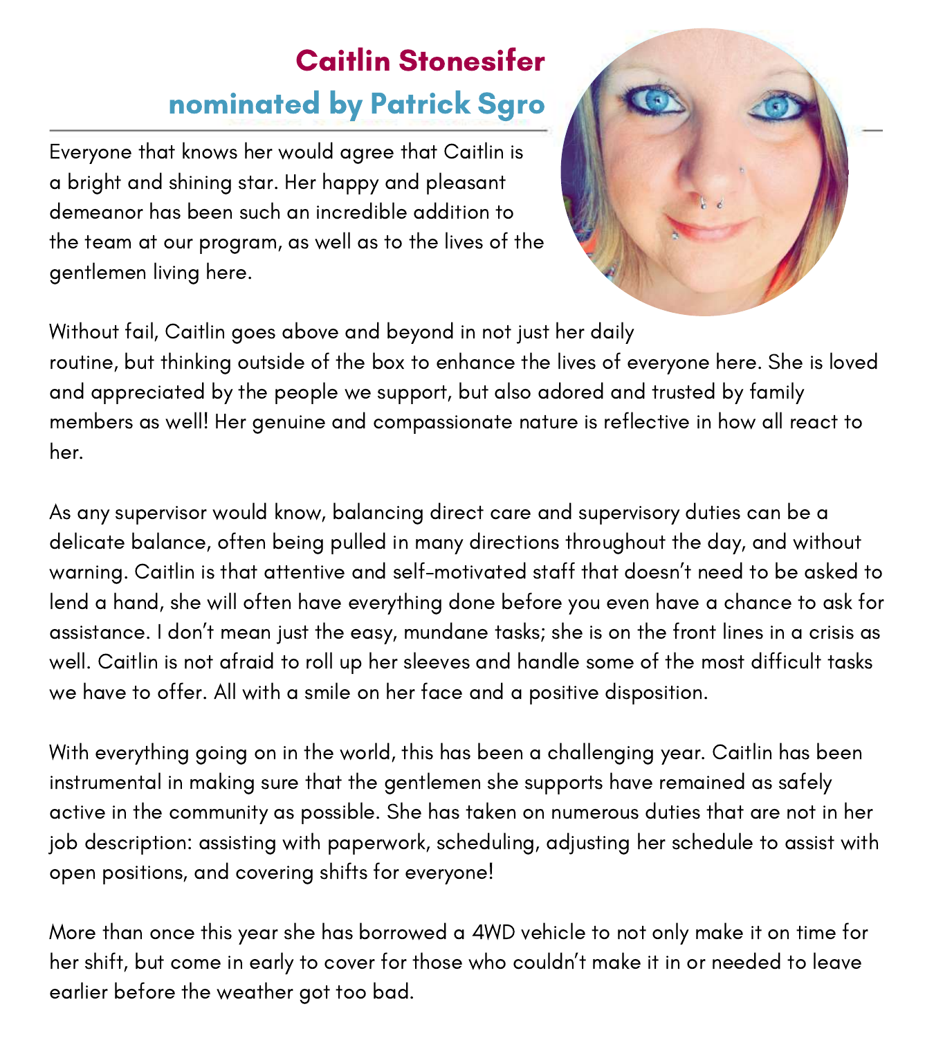## Caitlin Stonesifer

### nominated by Patrick Sgro

Everyone that knows her would agree that Caitlin is a bright and shining star. Her happy and pleasant demeanor has been such an incredible addition to the team at our program, as well as to the lives of the gentlemen living here.

Without fail, Caitlin goes above and beyond in not just her daily routine, but thinking outside of the box to enhance the lives of everyone here. She is loved and appreciated by the people we support, but also adored and trusted by family members as well! Her genuine and compassionate nature is reflective in how all react to her.

As any supervisor would know, balancing direct care and supervisory duties can be a delicate balance, often being pulled in many directions throughout the day, and without warning. Caitlin is that attentive and self-motivated staff that doesn't need to be asked to lend a hand, she will often have everything done before you even have a chance to ask for assistance. I don't mean just the easy, mundane tasks; she is on the front lines in a crisis as well. Caitlin is not afraid to roll up her sleeves and handle some of the most difficult tasks we have to offer. All with a smile on her face and a positive disposition.

With everything going on in the world, this has been a challenging year. Caitlin has been instrumental in making sure that the gentlemen she supports have remained as safely active in the community as possible. She has taken on numerous duties that are not in her job description: assisting with paperwork, scheduling, adjusting her schedule to assist with open positions, and covering shifts for everyone!

More than once this year she has borrowed a 4WD vehicle to not only make it on time for her shift, but come in early to cover for those who couldn't make it in or needed to leave earlier before the weather got too bad.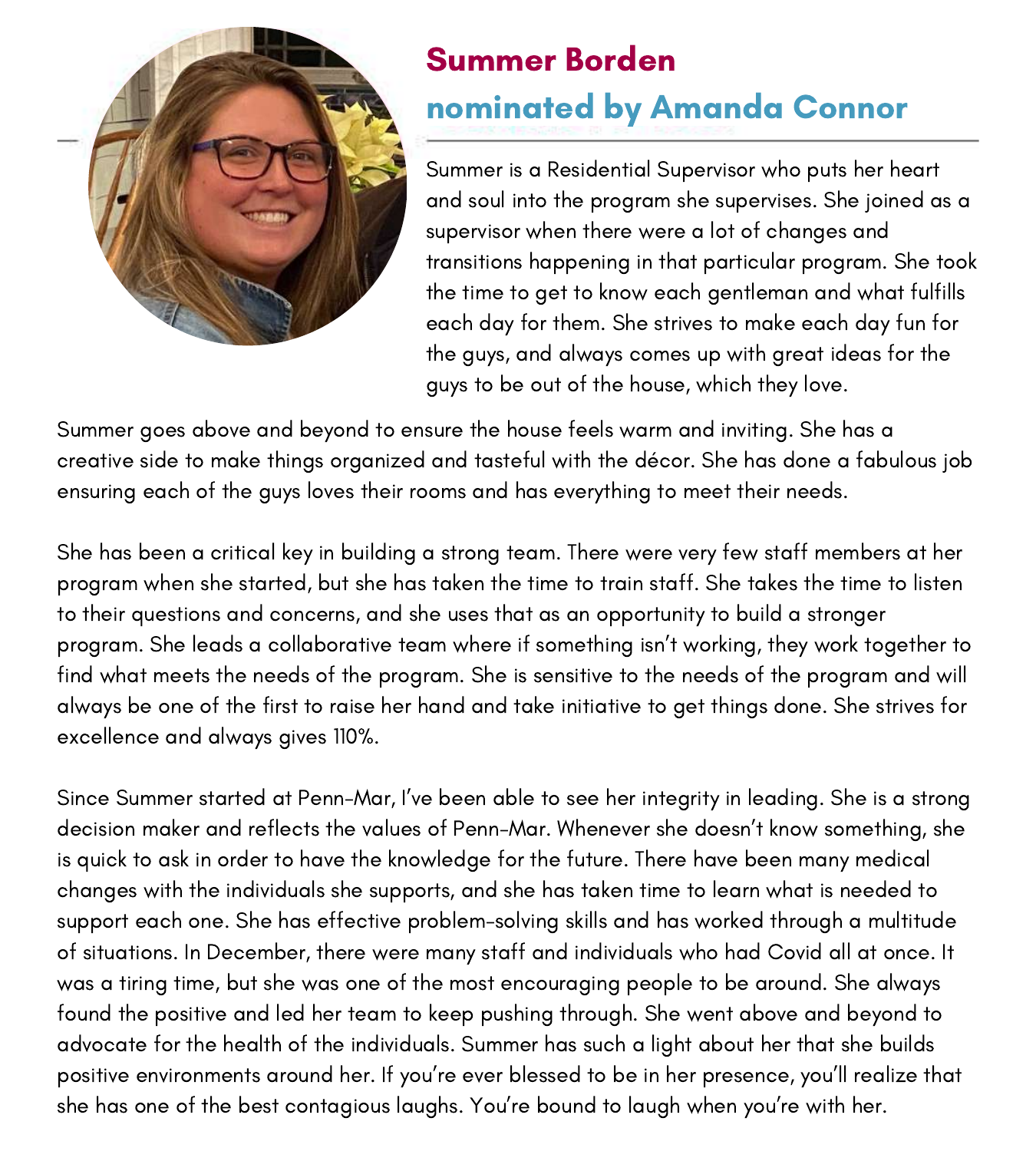## Summer Borden

### nominated by Amanda Connor

Summer is a Residential Supervisor who puts her heart and soul into the program she supervises. She joined as a supervisor when there were a lot of changes and transitions happening in that particular program. She took the time to get to know each gentleman and what fulfills each day for them. She strives to make each day fun for the guys, and always comes up with great ideas for the guys to be out of the house, which they love.

Summer goes above and beyond to ensure the house feels warm and inviting. She has a creative side to make things organized and tasteful with the décor. She has done a fabulous job ensuring each of the guys loves their rooms and has everything to meet their needs.

She has been a critical key in building a strong team. There were very few staff members at her program when she started, but she has taken the time to train staff. She takes the time to listen to their questions and concerns, and she uses that as an opportunity to build a stronger program. She leads a collaborative team where if something isn't working, they work together to find what meets the needs of the program. She is sensitive to the needs of the program and will always be one of the first to raise her hand and take initiative to get things done. She strives for excellence and always gives 110%.

Since Summer started at Penn-Mar, I've been able to see her integrity in leading. She is a strong decision maker and reflects the values of Penn-Mar. Whenever she doesn't know something, she is quick to ask in order to have the knowledge for the future. There have been many medical changes with the individuals she supports, and she has taken time to learn what is needed to support each one. She has effective problem-solving skills and has worked through a multitude of situations. In December, there were many staff and individuals who had Covid all at once. It was a tiring time, but she was one of the most encouraging people to be around. She always found the positive and led her team to keep pushing through. She went above and beyond to advocate for the health of the individuals. Summer has such a light about her that she builds positive environments around her. If you're ever blessed to be in her presence, you'll realize that she has one of the best contagious laughs. You're bound to laugh when you're with her.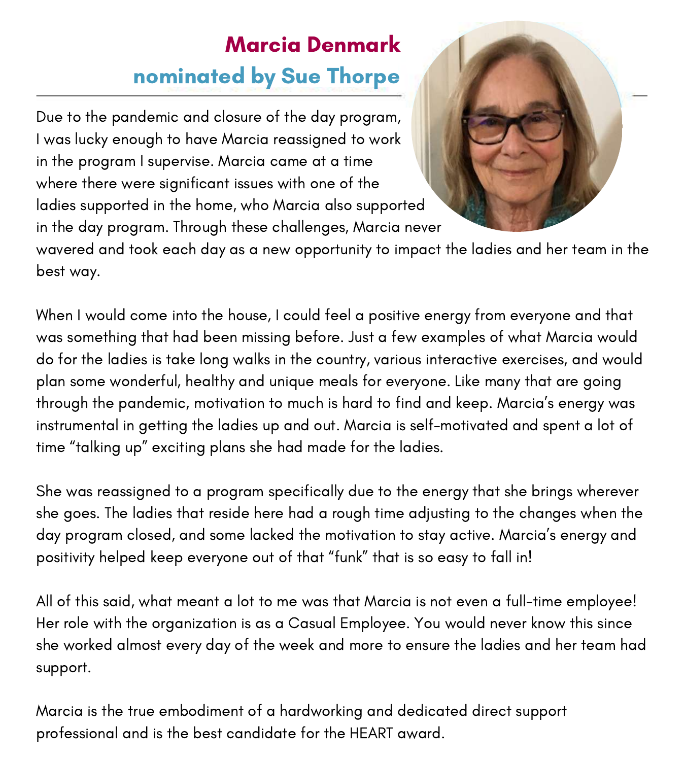## Marcia Denmark
### nominated by Sue Thorpe

Due to the pandemic and closure of the day program, I was lucky enough to have Marcia reassigned to work in the program I supervise. Marcia came at a time where there were significant issues with one of the ladies supported in the home, who Marcia also supported in the day program. Through these challenges, Marcia never wavered and took each day as a new opportunity to impact the ladies and her team in the best way.

When I would come into the house, I could feel a positive energy from everyone and that was something that had been missing before. Just a few examples of what Marcia would do for the ladies is take long walks in the country, various interactive exercises, and would plan some wonderful, healthy and unique meals for everyone. Like many that are going through the pandemic, motivation to much is hard to find and keep. Marcia's energy was instrumental in getting the ladies up and out. Marcia is self-motivated and spent a lot of time "talking up" exciting plans she had made for the ladies.

She was reassigned to a program specifically due to the energy that she brings wherever she goes. The ladies that reside here had a rough time adjusting to the changes when the day program closed, and some lacked the motivation to stay active. Marcia's energy and positivity helped keep everyone out of that "funk" that is so easy to fall in!

All of this said, what meant a lot to me was that Marcia is not even a full-time employee! Her role with the organization is as a Casual Employee. You would never know this since she worked almost every day of the week and more to ensure the ladies and her team had support.

Marcia is the true embodiment of a hardworking and dedicated direct support professional and is the best candidate for the HEART award.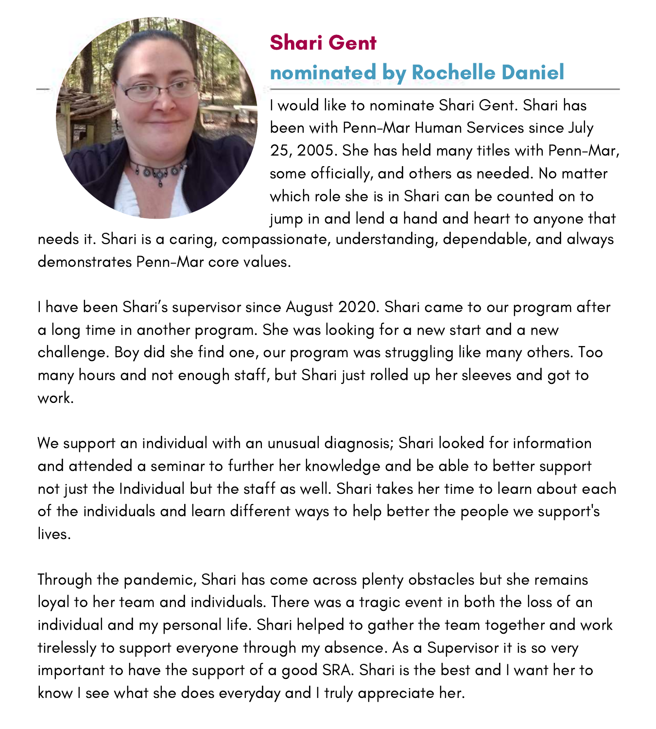## Shari Gent

### nominated by Rochelle Daniel

I would like to nominate Shari Gent. Shari has been with Penn-Mar Human Services since July 25, 2005. She has held many titles with Penn-Mar, some officially, and others as needed. No matter which role she is in Shari can be counted on to jump in and lend a hand and heart to anyone that needs it. Shari is a caring, compassionate, understanding, dependable, and always demonstrates Penn-Mar core values.

I have been Shari's supervisor since August 2020. Shari came to our program after a long time in another program. She was looking for a new start and a new challenge. Boy did she find one, our program was struggling like many others. Too many hours and not enough staff, but Shari just rolled up her sleeves and got to work.

We support an individual with an unusual diagnosis; Shari looked for information and attended a seminar to further her knowledge and be able to better support not just the Individual but the staff as well. Shari takes her time to learn about each of the individuals and learn different ways to help better the people we support's lives.

Through the pandemic, Shari has come across plenty obstacles but she remains loyal to her team and individuals. There was a tragic event in both the loss of an individual and my personal life. Shari helped to gather the team together and work tirelessly to support everyone through my absence. As a Supervisor it is so very important to have the support of a good SRA. Shari is the best and I want her to know I see what she does everyday and I truly appreciate her.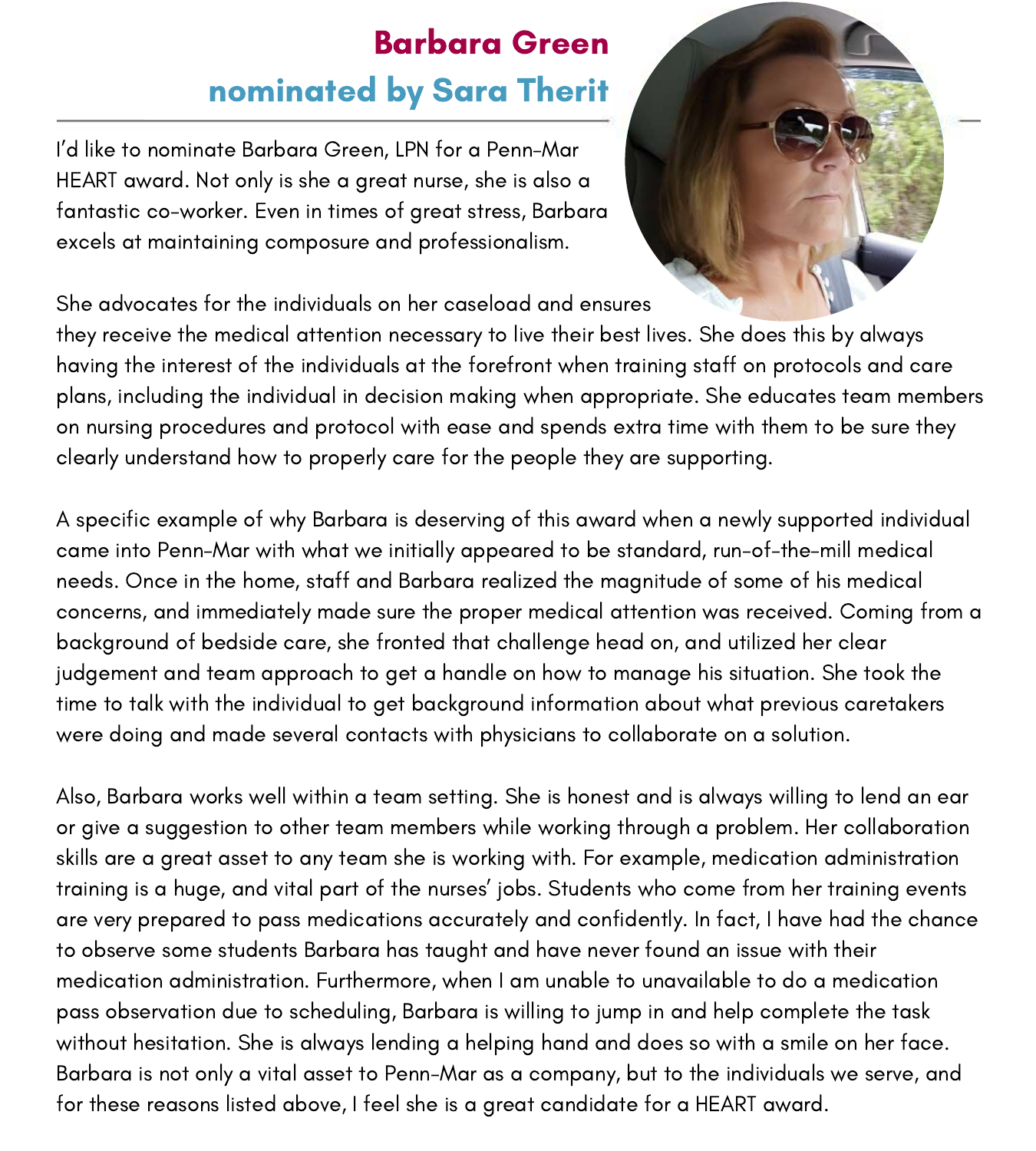## Barbara Green

### nominated by Sara Therit

I'd like to nominate Barbara Green, LPN for a Penn-Mar HEART award. Not only is she a great nurse, she is also a fantastic co-worker. Even in times of great stress, Barbara excels at maintaining composure and professionalism.

She advocates for the individuals on her caseload and ensures they receive the medical attention necessary to live their best lives. She does this by always having the interest of the individuals at the forefront when training staff on protocols and care plans, including the individual in decision making when appropriate. She educates team members on nursing procedures and protocol with ease and spends extra time with them to be sure they clearly understand how to properly care for the people they are supporting.

A specific example of why Barbara is deserving of this award when a newly supported individual came into Penn-Mar with what we initially appeared to be standard, run-of-the-mill medical needs. Once in the home, staff and Barbara realized the magnitude of some of his medical concerns, and immediately made sure the proper medical attention was received. Coming from a background of bedside care, she fronted that challenge head on, and utilized her clear judgement and team approach to get a handle on how to manage his situation. She took the time to talk with the individual to get background information about what previous caretakers were doing and made several contacts with physicians to collaborate on a solution.

Also, Barbara works well within a team setting. She is honest and is always willing to lend an ear or give a suggestion to other team members while working through a problem. Her collaboration skills are a great asset to any team she is working with. For example, medication administration training is a huge, and vital part of the nurses' jobs. Students who come from her training events are very prepared to pass medications accurately and confidently. In fact, I have had the chance to observe some students Barbara has taught and have never found an issue with their medication administration. Furthermore, when I am unable to unavailable to do a medication pass observation due to scheduling, Barbara is willing to jump in and help complete the task without hesitation. She is always lending a helping hand and does so with a smile on her face. Barbara is not only a vital asset to Penn-Mar as a company, but to the individuals we serve, and for these reasons listed above, I feel she is a great candidate for a HEART award.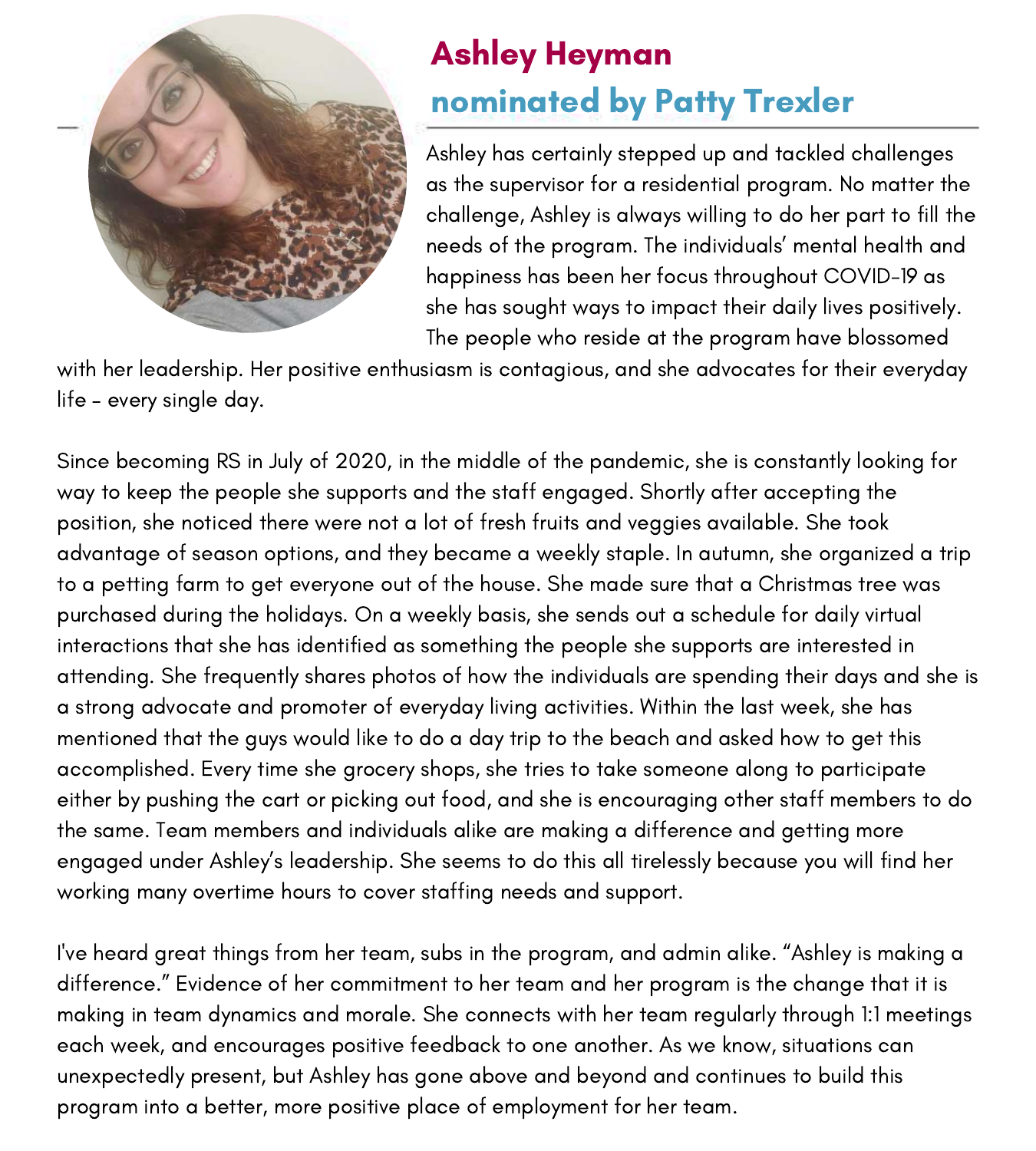## Ashley Heyman

## nominated by Patty Trexler

Ashley has certainly stepped up and tackled challenges as the supervisor for a residential program. No matter the challenge, Ashley is always willing to do her part to fill the needs of the program. The individuals' mental health and happiness has been her focus throughout COVID-19 as she has sought ways to impact their daily lives positively. The people who reside at the program have blossomed with her leadership. Her positive enthusiasm is contagious, and she advocates for their everyday life - every single day.

Since becoming RS in July of 2020, in the middle of the pandemic, she is constantly looking for way to keep the people she supports and the staff engaged. Shortly after accepting the position, she noticed there were not a lot of fresh fruits and veggies available. She took advantage of season options, and they became a weekly staple. In autumn, she organized a trip to a petting farm to get everyone out of the house. She made sure that a Christmas tree was purchased during the holidays. On a weekly basis, she sends out a schedule for daily virtual interactions that she has identified as something the people she supports are interested in attending. She frequently shares photos of how the individuals are spending their days and she is a strong advocate and promoter of everyday living activities. Within the last week, she has mentioned that the guys would like to do a day trip to the beach and asked how to get this accomplished. Every time she grocery shops, she tries to take someone along to participate either by pushing the cart or picking out food, and she is encouraging other staff members to do the same. Team members and individuals alike are making a difference and getting more engaged under Ashley's leadership. She seems to do this all tirelessly because you will find her working many overtime hours to cover staffing needs and support.

I've heard great things from her team, subs in the program, and admin alike. "Ashley is making a difference." Evidence of her commitment to her team and her program is the change that it is making in team dynamics and morale. She connects with her team regularly through 1:1 meetings each week, and encourages positive feedback to one another. As we know, situations can unexpectedly present, but Ashley has gone above and beyond and continues to build this program into a better, more positive place of employment for her team.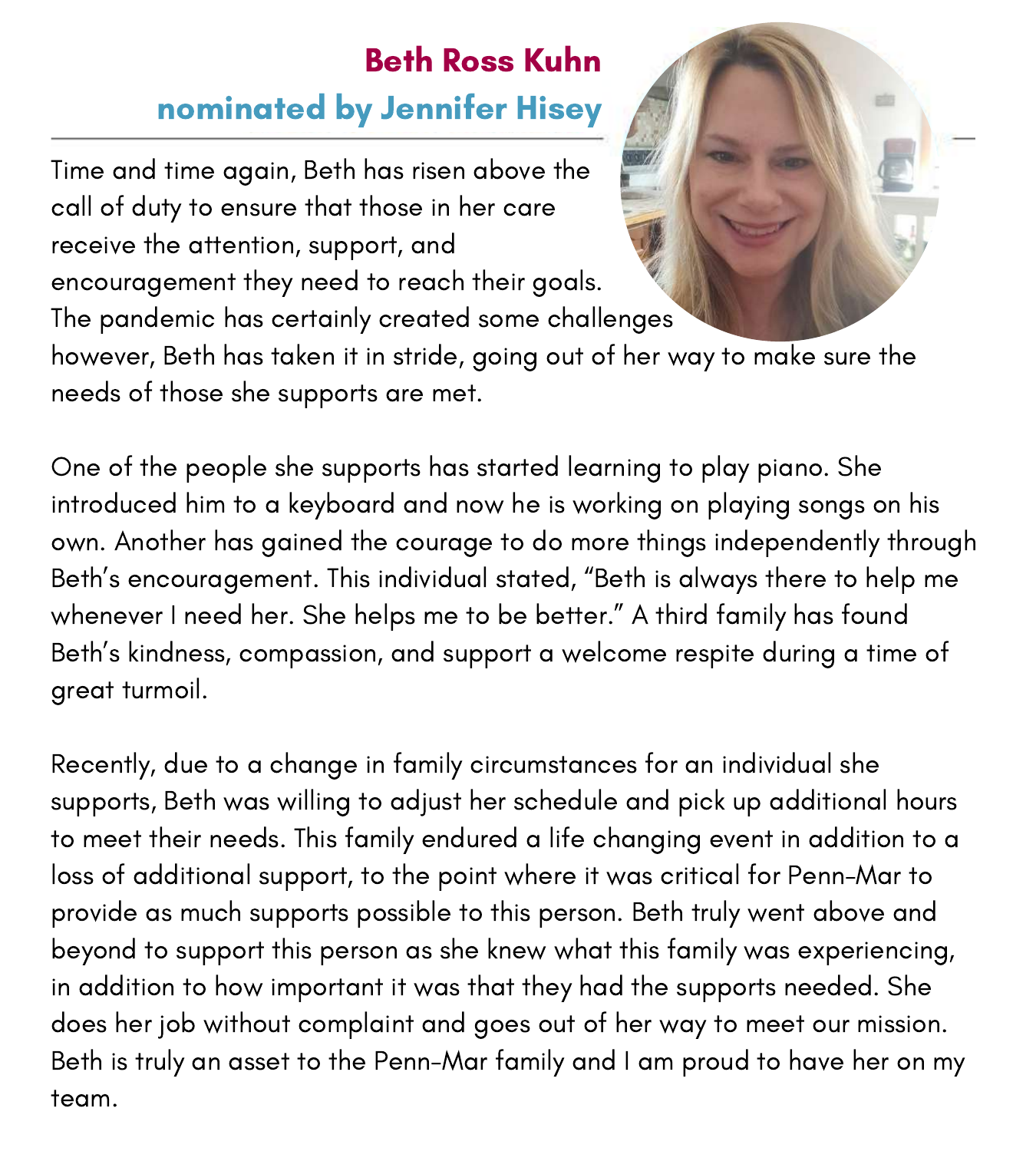## Beth Ross Kuhn

### nominated by Jennifer Hisey

Time and time again, Beth has risen above the call of duty to ensure that those in her care receive the attention, support, and encouragement they need to reach their goals. The pandemic has certainly created some challenges however, Beth has taken it in stride, going out of her way to make sure the needs of those she supports are met.

One of the people she supports has started learning to play piano. She introduced him to a keyboard and now he is working on playing songs on his own. Another has gained the courage to do more things independently through Beth's encouragement. This individual stated, "Beth is always there to help me whenever I need her. She helps me to be better." A third family has found Beth's kindness, compassion, and support a welcome respite during a time of great turmoil.

Recently, due to a change in family circumstances for an individual she supports, Beth was willing to adjust her schedule and pick up additional hours to meet their needs. This family endured a life changing event in addition to a loss of additional support, to the point where it was critical for Penn-Mar to provide as much supports possible to this person. Beth truly went above and beyond to support this person as she knew what this family was experiencing, in addition to how important it was that they had the supports needed. She does her job without complaint and goes out of her way to meet our mission. Beth is truly an asset to the Penn-Mar family and I am proud to have her on my team.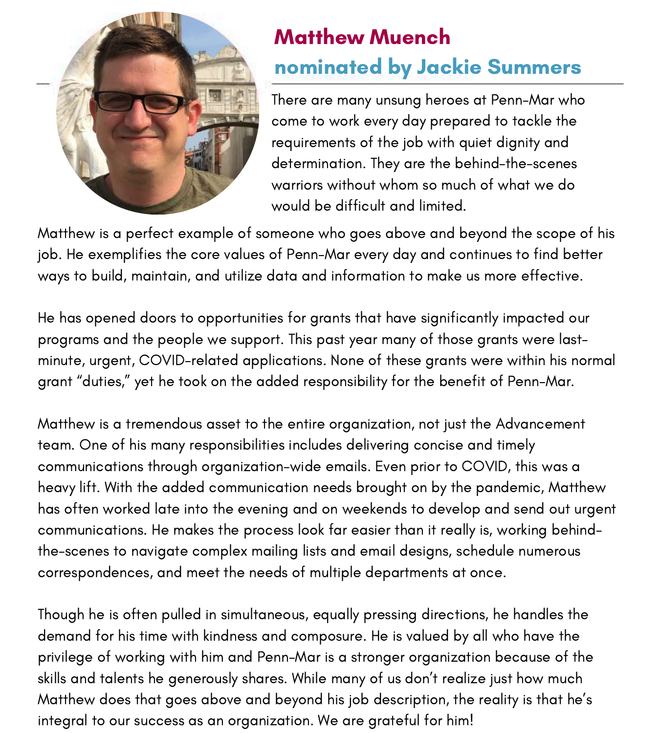## Matthew Muench

### nominated by Jackie Summers

There are many unsung heroes at Penn-Mar who come to work every day prepared to tackle the requirements of the job with quiet dignity and determination. They are the behind-the-scenes warriors without whom so much of what we do would be difficult and limited.

Matthew is a perfect example of someone who goes above and beyond the scope of his job. He exemplifies the core values of Penn-Mar every day and continues to find better ways to build, maintain, and utilize data and information to make us more effective.

He has opened doors to opportunities for grants that have significantly impacted our programs and the people we support. This past year many of those grants were last-minute, urgent, COVID-related applications. None of these grants were within his normal grant "duties," yet he took on the added responsibility for the benefit of Penn-Mar.

Matthew is a tremendous asset to the entire organization, not just the Advancement team. One of his many responsibilities includes delivering concise and timely communications through organization-wide emails. Even prior to COVID, this was a heavy lift. With the added communication needs brought on by the pandemic, Matthew has often worked late into the evening and on weekends to develop and send out urgent communications. He makes the process look far easier than it really is, working behind-the-scenes to navigate complex mailing lists and email designs, schedule numerous correspondences, and meet the needs of multiple departments at once.

Though he is often pulled in simultaneous, equally pressing directions, he handles the demand for his time with kindness and composure. He is valued by all who have the privilege of working with him and Penn-Mar is a stronger organization because of the skills and talents he generously shares. While many of us don't realize just how much Matthew does that goes above and beyond his job description, the reality is that he's integral to our success as an organization. We are grateful for him!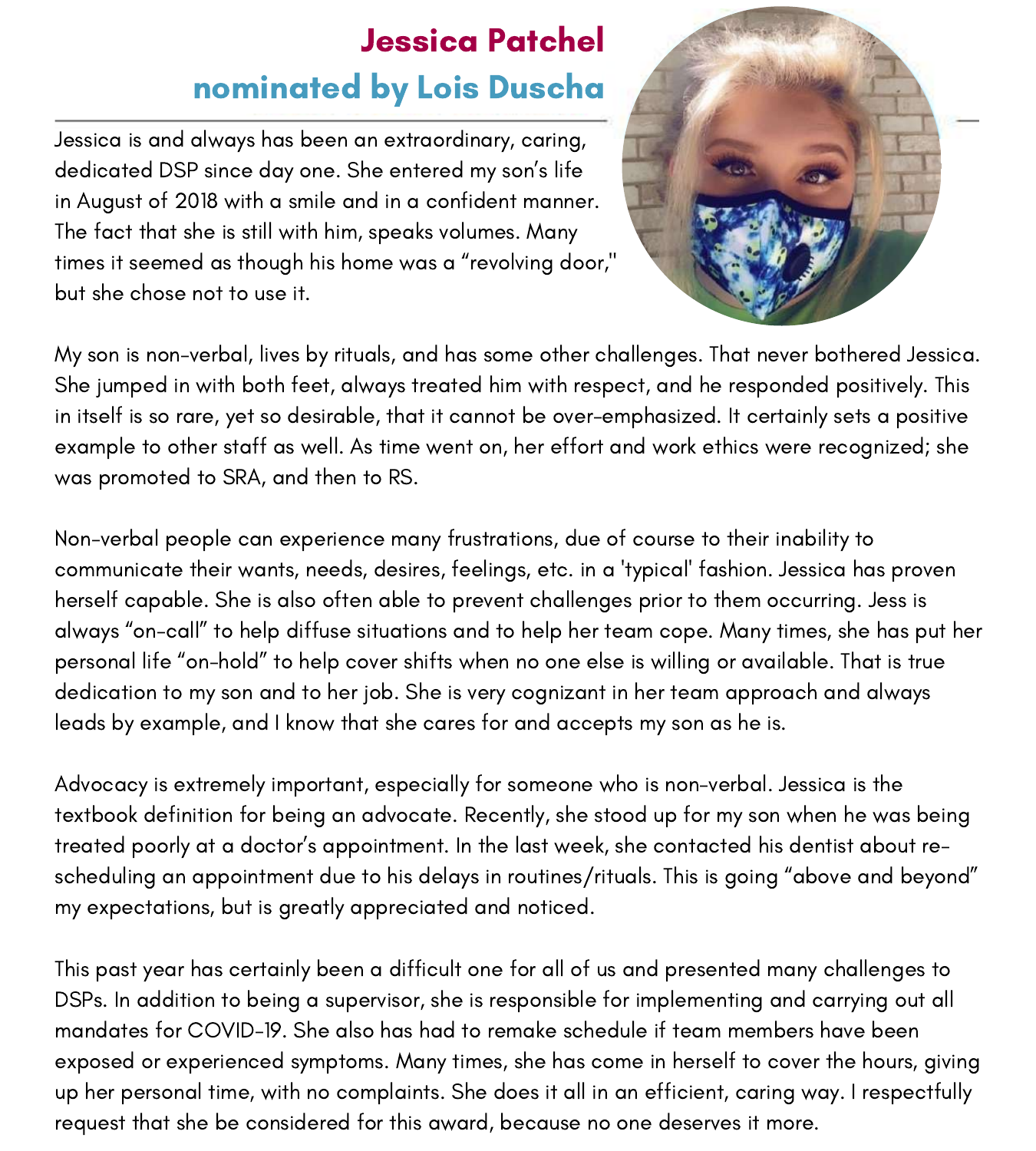## Jessica Patchel
### nominated by Lois Duscha

Jessica is and always has been an extraordinary, caring, dedicated DSP since day one. She entered my son's life in August of 2018 with a smile and in a confident manner. The fact that she is still with him, speaks volumes. Many times it seemed as though his home was a "revolving door," but she chose not to use it.

My son is non-verbal, lives by rituals, and has some other challenges. That never bothered Jessica. She jumped in with both feet, always treated him with respect, and he responded positively. This in itself is so rare, yet so desirable, that it cannot be over-emphasized. It certainly sets a positive example to other staff as well. As time went on, her effort and work ethics were recognized; she was promoted to SRA, and then to RS.

Non-verbal people can experience many frustrations, due of course to their inability to communicate their wants, needs, desires, feelings, etc. in a 'typical' fashion. Jessica has proven herself capable. She is also often able to prevent challenges prior to them occurring. Jess is always "on-call" to help diffuse situations and to help her team cope. Many times, she has put her personal life "on-hold" to help cover shifts when no one else is willing or available. That is true dedication to my son and to her job. She is very cognizant in her team approach and always leads by example, and I know that she cares for and accepts my son as he is.

Advocacy is extremely important, especially for someone who is non-verbal. Jessica is the textbook definition for being an advocate. Recently, she stood up for my son when he was being treated poorly at a doctor's appointment. In the last week, she contacted his dentist about re-scheduling an appointment due to his delays in routines/rituals. This is going "above and beyond" my expectations, but is greatly appreciated and noticed.

This past year has certainly been a difficult one for all of us and presented many challenges to DSPs. In addition to being a supervisor, she is responsible for implementing and carrying out all mandates for COVID-19. She also has had to remake schedule if team members have been exposed or experienced symptoms. Many times, she has come in herself to cover the hours, giving up her personal time, with no complaints. She does it all in an efficient, caring way. I respectfully request that she be considered for this award, because no one deserves it more.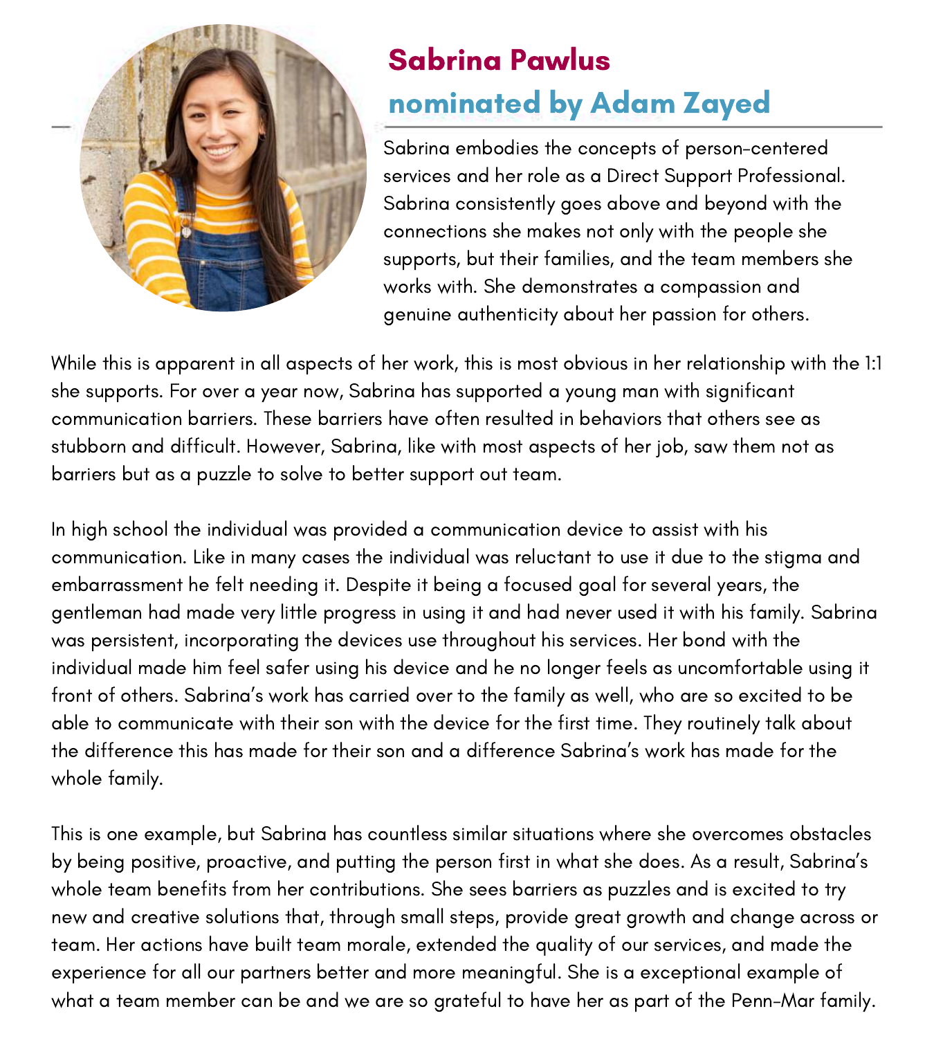## Sabrina Pawlus

### nominated by Adam Zayed

Sabrina embodies the concepts of person-centered services and her role as a Direct Support Professional. Sabrina consistently goes above and beyond with the connections she makes not only with the people she supports, but their families, and the team members she works with. She demonstrates a compassion and genuine authenticity about her passion for others.

While this is apparent in all aspects of her work, this is most obvious in her relationship with the 1:1 she supports. For over a year now, Sabrina has supported a young man with significant communication barriers. These barriers have often resulted in behaviors that others see as stubborn and difficult. However, Sabrina, like with most aspects of her job, saw them not as barriers but as a puzzle to solve to better support out team.

In high school the individual was provided a communication device to assist with his communication. Like in many cases the individual was reluctant to use it due to the stigma and embarrassment he felt needing it. Despite it being a focused goal for several years, the gentleman had made very little progress in using it and had never used it with his family. Sabrina was persistent, incorporating the devices use throughout his services. Her bond with the individual made him feel safer using his device and he no longer feels as uncomfortable using it front of others. Sabrina's work has carried over to the family as well, who are so excited to be able to communicate with their son with the device for the first time. They routinely talk about the difference this has made for their son and a difference Sabrina's work has made for the whole family.

This is one example, but Sabrina has countless similar situations where she overcomes obstacles by being positive, proactive, and putting the person first in what she does. As a result, Sabrina's whole team benefits from her contributions. She sees barriers as puzzles and is excited to try new and creative solutions that, through small steps, provide great growth and change across or team. Her actions have built team morale, extended the quality of our services, and made the experience for all our partners better and more meaningful. She is a exceptional example of what a team member can be and we are so grateful to have her as part of the Penn-Mar family.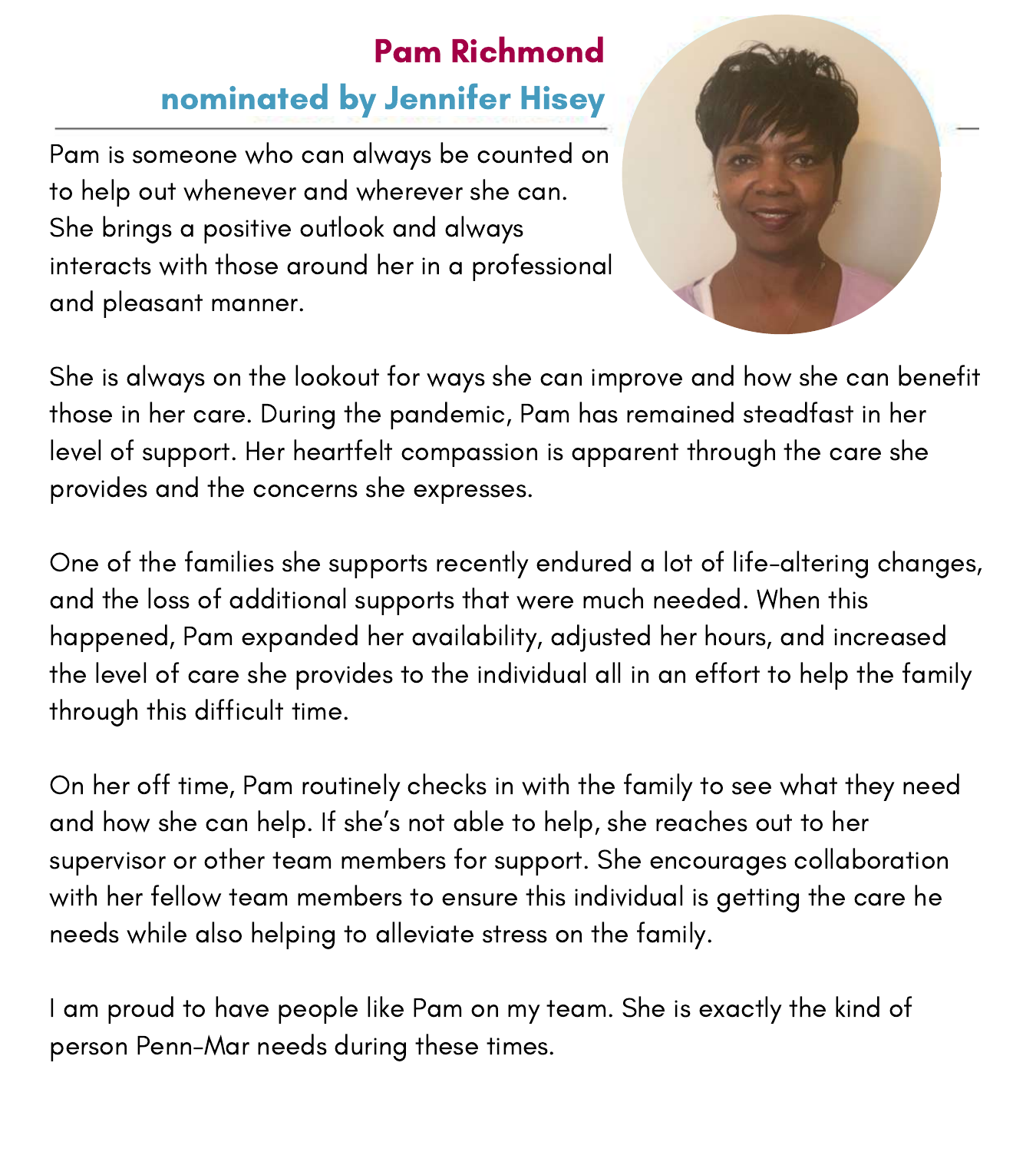## Pam Richmond

### nominated by Jennifer Hisey

Pam is someone who can always be counted on to help out whenever and wherever she can. She brings a positive outlook and always interacts with those around her in a professional and pleasant manner.

She is always on the lookout for ways she can improve and how she can benefit those in her care. During the pandemic, Pam has remained steadfast in her level of support. Her heartfelt compassion is apparent through the care she provides and the concerns she expresses.

One of the families she supports recently endured a lot of life-altering changes, and the loss of additional supports that were much needed. When this happened, Pam expanded her availability, adjusted her hours, and increased the level of care she provides to the individual all in an effort to help the family through this difficult time.

On her off time, Pam routinely checks in with the family to see what they need and how she can help. If she's not able to help, she reaches out to her supervisor or other team members for support. She encourages collaboration with her fellow team members to ensure this individual is getting the care he needs while also helping to alleviate stress on the family.

I am proud to have people like Pam on my team. She is exactly the kind of person Penn-Mar needs during these times.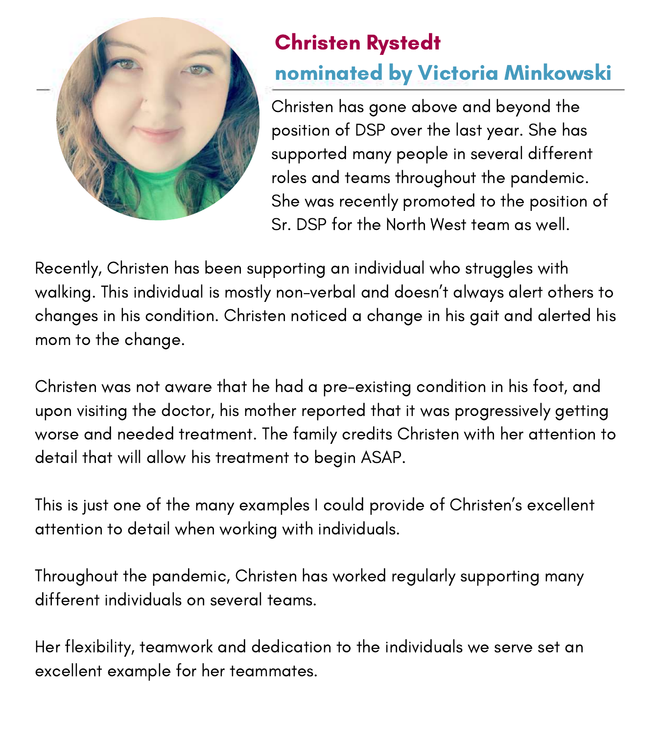## Christen Rystedt

### nominated by Victoria Minkowski

Christen has gone above and beyond the position of DSP over the last year. She has supported many people in several different roles and teams throughout the pandemic. She was recently promoted to the position of Sr. DSP for the North West team as well.

Recently, Christen has been supporting an individual who struggles with walking. This individual is mostly non-verbal and doesn't always alert others to changes in his condition. Christen noticed a change in his gait and alerted his mom to the change.

Christen was not aware that he had a pre-existing condition in his foot, and upon visiting the doctor, his mother reported that it was progressively getting worse and needed treatment. The family credits Christen with her attention to detail that will allow his treatment to begin ASAP.

This is just one of the many examples I could provide of Christen's excellent attention to detail when working with individuals.

Throughout the pandemic, Christen has worked regularly supporting many different individuals on several teams.

Her flexibility, teamwork and dedication to the individuals we serve set an excellent example for her teammates.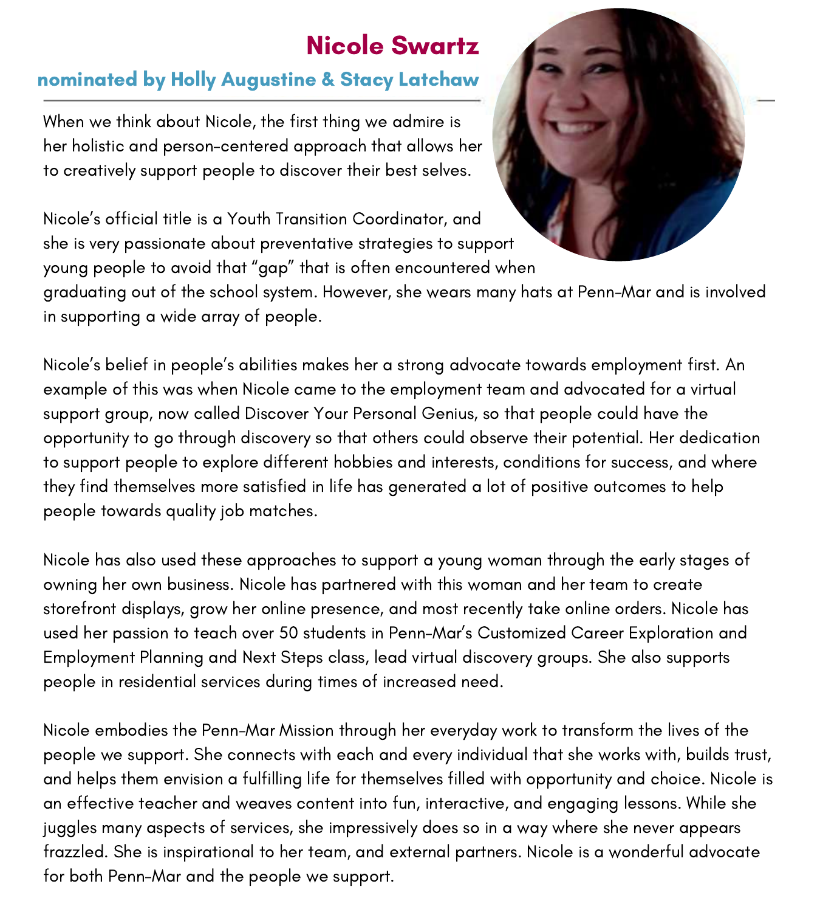## Nicole Swartz

### nominated by Holly Augustine & Stacy Latchaw

When we think about Nicole, the first thing we admire is her holistic and person-centered approach that allows her to creatively support people to discover their best selves.

Nicole's official title is a Youth Transition Coordinator, and she is very passionate about preventative strategies to support young people to avoid that "gap" that is often encountered when graduating out of the school system. However, she wears many hats at Penn-Mar and is involved in supporting a wide array of people.

Nicole's belief in people's abilities makes her a strong advocate towards employment first. An example of this was when Nicole came to the employment team and advocated for a virtual support group, now called Discover Your Personal Genius, so that people could have the opportunity to go through discovery so that others could observe their potential. Her dedication to support people to explore different hobbies and interests, conditions for success, and where they find themselves more satisfied in life has generated a lot of positive outcomes to help people towards quality job matches.

Nicole has also used these approaches to support a young woman through the early stages of owning her own business. Nicole has partnered with this woman and her team to create storefront displays, grow her online presence, and most recently take online orders. Nicole has used her passion to teach over 50 students in Penn-Mar's Customized Career Exploration and Employment Planning and Next Steps class, lead virtual discovery groups. She also supports people in residential services during times of increased need.

Nicole embodies the Penn-Mar Mission through her everyday work to transform the lives of the people we support. She connects with each and every individual that she works with, builds trust, and helps them envision a fulfilling life for themselves filled with opportunity and choice. Nicole is an effective teacher and weaves content into fun, interactive, and engaging lessons. While she juggles many aspects of services, she impressively does so in a way where she never appears frazzled. She is inspirational to her team, and external partners. Nicole is a wonderful advocate for both Penn-Mar and the people we support.